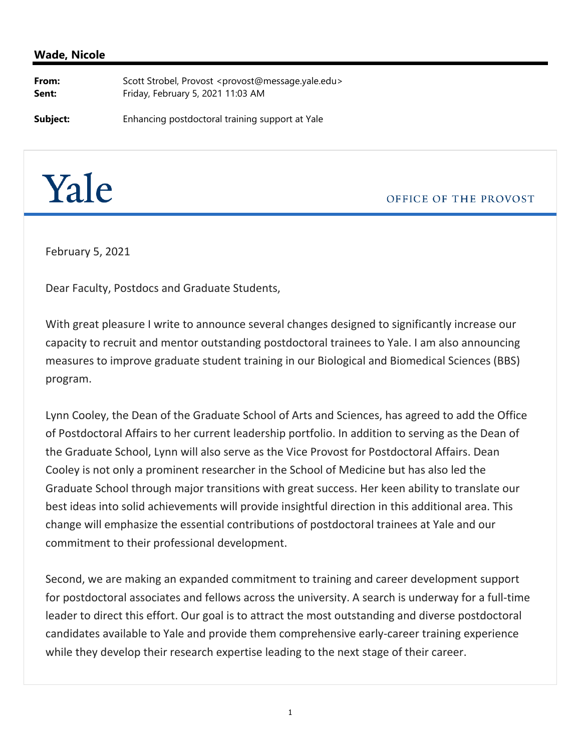**Wade, Nicole**

| | |
|---|---|
| **From:** | Scott Strobel, Provost <provost@message.yale.edu> |
| **Sent:** | Friday, February 5, 2021 11:03 AM |
| **Subject:** | Enhancing postdoctoral training support at Yale |

Yale

OFFICE OF THE PROVOST

February 5, 2021

Dear Faculty, Postdocs and Graduate Students,

With great pleasure I write to announce several changes designed to significantly increase our capacity to recruit and mentor outstanding postdoctoral trainees to Yale. I am also announcing measures to improve graduate student training in our Biological and Biomedical Sciences (BBS) program.

Lynn Cooley, the Dean of the Graduate School of Arts and Sciences, has agreed to add the Office of Postdoctoral Affairs to her current leadership portfolio. In addition to serving as the Dean of the Graduate School, Lynn will also serve as the Vice Provost for Postdoctoral Affairs. Dean Cooley is not only a prominent researcher in the School of Medicine but has also led the Graduate School through major transitions with great success. Her keen ability to translate our best ideas into solid achievements will provide insightful direction in this additional area. This change will emphasize the essential contributions of postdoctoral trainees at Yale and our commitment to their professional development.

Second, we are making an expanded commitment to training and career development support for postdoctoral associates and fellows across the university. A search is underway for a full-time leader to direct this effort. Our goal is to attract the most outstanding and diverse postdoctoral candidates available to Yale and provide them comprehensive early-career training experience while they develop their research expertise leading to the next stage of their career.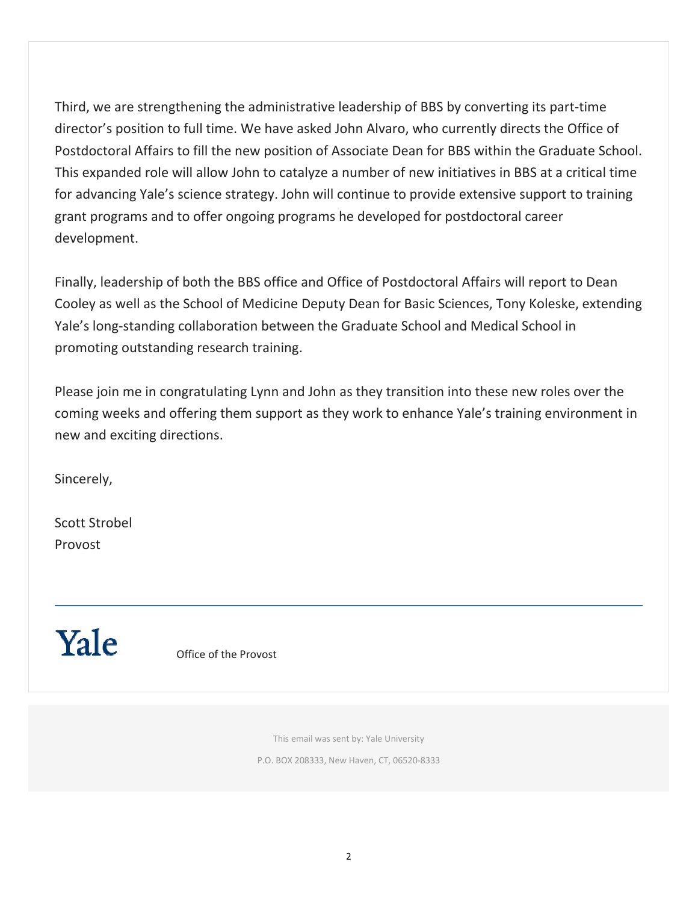Third, we are strengthening the administrative leadership of BBS by converting its part-time director's position to full time. We have asked John Alvaro, who currently directs the Office of Postdoctoral Affairs to fill the new position of Associate Dean for BBS within the Graduate School. This expanded role will allow John to catalyze a number of new initiatives in BBS at a critical time for advancing Yale's science strategy. John will continue to provide extensive support to training grant programs and to offer ongoing programs he developed for postdoctoral career development.

Finally, leadership of both the BBS office and Office of Postdoctoral Affairs will report to Dean Cooley as well as the School of Medicine Deputy Dean for Basic Sciences, Tony Koleske, extending Yale's long-standing collaboration between the Graduate School and Medical School in promoting outstanding research training.

Please join me in congratulating Lynn and John as they transition into these new roles over the coming weeks and offering them support as they work to enhance Yale's training environment in new and exciting directions.

Sincerely,

Scott Strobel
Provost

---

Yale

Office of the Provost

This email was sent by: Yale University

P.O. BOX 208333, New Haven, CT, 06520-8333